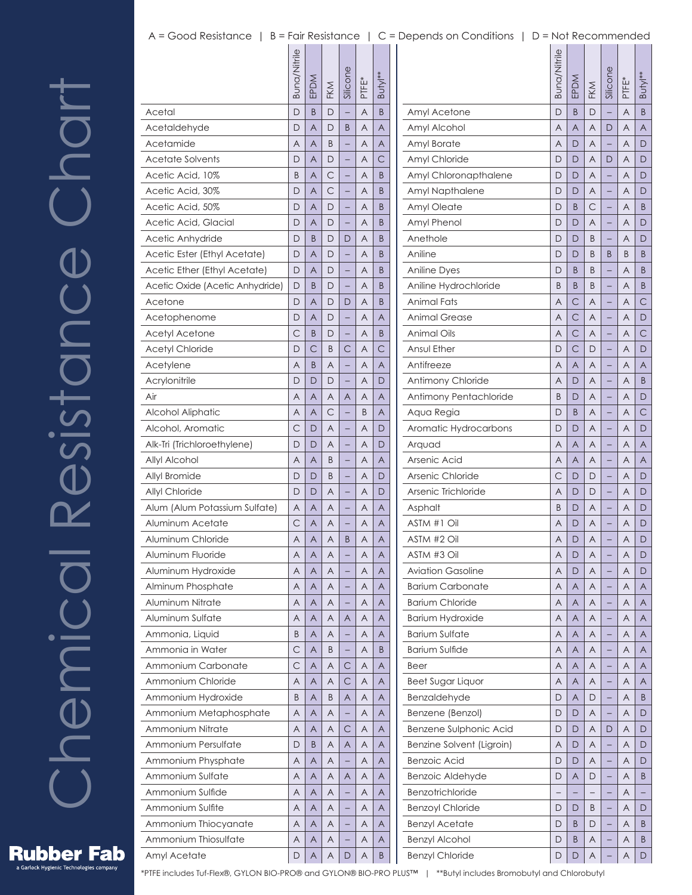# Chemical Resistance Chart

A = Good Resistance | B = Fair Resistance | C = Depends on Conditions | D = Not Recommended

| Chemical | Buna/Nitrile | EPDM | FKM | Silicone | PTFE* | Butyl** |
|---|---|---|---|---|---|---|
| Acetal | D | B | D | – | A | B |
| Acetaldehyde | D | A | D | B | A | A |
| Acetamide | A | A | B | – | A | A |
| Acetate Solvents | D | A | D | – | A | C |
| Acetic Acid, 10% | B | A | C | – | A | B |
| Acetic Acid, 30% | D | A | C | – | A | B |
| Acetic Acid, 50% | D | A | D | – | A | B |
| Acetic Acid, Glacial | D | A | D | – | A | B |
| Acetic Anhydride | D | B | D | D | A | B |
| Acetic Ester (Ethyl Acetate) | D | A | D | – | A | B |
| Acetic Ether (Ethyl Acetate) | D | A | D | – | A | B |
| Acetic Oxide (Acetic Anhydride) | D | B | D | – | A | B |
| Acetone | D | A | D | D | A | B |
| Acetophenome | D | A | D | – | A | A |
| Acetyl Acetone | C | B | D | – | A | B |
| Acetyl Chloride | D | C | B | C | A | C |
| Acetylene | A | B | A | – | A | A |
| Acrylonitrile | D | D | D | – | A | D |
| Air | A | A | A | A | A | A |
| Alcohol Aliphatic | A | A | C | – | B | A |
| Alcohol, Aromatic | C | D | A | – | A | D |
| Alk-Tri (Trichloroethylene) | D | D | A | – | A | D |
| Allyl Alcohol | A | A | B | – | A | A |
| Allyl Bromide | D | D | B | – | A | D |
| Allyl Chloride | D | D | A | – | A | D |
| Alum (Alum Potassium Sulfate) | A | A | A | – | A | A |
| Aluminum Acetate | C | A | A | – | A | A |
| Aluminum Chloride | A | A | A | B | A | A |
| Aluminum Fluoride | A | A | A | – | A | A |
| Aluminum Hydroxide | A | A | A | – | A | A |
| Alminum Phosphate | A | A | A | – | A | A |
| Aluminum Nitrate | A | A | A | – | A | A |
| Aluminum Sulfate | A | A | A | A | A | A |
| Ammonia, Liquid | B | A | A | – | A | A |
| Ammonia in Water | C | A | B | – | A | B |
| Ammonium Carbonate | C | A | A | C | A | A |
| Ammonium Chloride | A | A | A | C | A | A |
| Ammonium Hydroxide | B | A | B | A | A | A |
| Ammonium Metaphosphate | A | A | A | – | A | A |
| Ammonium Nitrate | A | A | A | C | A | A |
| Ammonium Persulfate | D | B | A | A | A | A |
| Ammonium Physphate | A | A | A | – | A | A |
| Ammonium Sulfate | A | A | A | A | A | A |
| Ammonium Sulfide | A | A | A | – | A | A |
| Ammonium Sulfite | A | A | A | – | A | A |
| Ammonium Thiocyanate | A | A | A | – | A | A |
| Ammonium Thiosulfate | A | A | A | – | A | A |
| Amyl Acetate | D | A | A | D | A | B |
| Amyl Acetone | D | B | D | – | A | B |
| Amyl Alcohol | A | A | A | D | A | A |
| Amyl Borate | A | D | A | – | A | D |
| Amyl Chloride | D | D | A | D | A | D |
| Amyl Chloronapthalene | D | D | A | – | A | D |
| Amyl Napthalene | D | D | A | – | A | D |
| Amyl Oleate | D | B | C | – | A | B |
| Amyl Phenol | D | D | A | – | A | D |
| Anethole | D | D | B | – | A | D |
| Aniline | D | D | B | B | B | B |
| Aniline Dyes | D | B | B | – | A | B |
| Aniline Hydrochloride | B | B | B | – | A | B |
| Animal Fats | A | C | A | – | A | C |
| Animal Grease | A | C | A | – | A | D |
| Animal Oils | A | C | A | – | A | C |
| Ansul Ether | D | C | D | – | A | D |
| Antifreeze | A | A | A | – | A | A |
| Antimony Chloride | A | D | A | – | A | B |
| Antimony Pentachloride | B | D | A | – | A | D |
| Aqua Regia | D | B | A | – | A | C |
| Aromatic Hydrocarbons | D | D | A | – | A | D |
| Arquad | A | A | A | – | A | A |
| Arsenic Acid | A | A | A | – | A | A |
| Arsenic Chloride | C | D | D | – | A | D |
| Arsenic Trichloride | A | D | D | – | A | D |
| Asphalt | B | D | A | – | A | D |
| ASTM #1 Oil | A | D | A | – | A | D |
| ASTM #2 Oil | A | D | A | – | A | D |
| ASTM #3 Oil | A | D | A | – | A | D |
| Aviation Gasoline | A | D | A | – | A | D |
| Barium Carbonate | A | A | A | – | A | A |
| Barium Chloride | A | A | A | – | A | A |
| Barium Hydroxide | A | A | A | – | A | A |
| Barium Sulfate | A | A | A | – | A | A |
| Barium Sulfide | A | A | A | – | A | A |
| Beer | A | A | A | – | A | A |
| Beet Sugar Liquor | A | A | A | – | A | A |
| Benzaldehyde | D | A | D | – | A | B |
| Benzene (Benzol) | D | D | A | – | A | D |
| Benzene Sulphonic Acid | D | D | A | D | A | D |
| Benzine Solvent (Ligroin) | A | D | A | – | A | D |
| Benzoic Acid | D | D | A | – | A | D |
| Benzoic Aldehyde | D | A | D | – | A | B |
| Benzotrichloride | – | – | – | – | A | – |
| Benzoyl Chloride | D | D | B | – | A | D |
| Benzyl Acetate | D | B | D | – | A | B |
| Benzyl Alcohol | D | B | A | – | A | B |
| Benzyl Chloride | D | D | A | – | A | D |

*PTFE includes Tuf-Flex®, GYLON BIO-PRO® and GYLON® BIO-PRO PLUS™ | **Butyl includes Bromobutyl and Chlorobutyl

Rubber Fab
a Garlock Hygienic Technologies company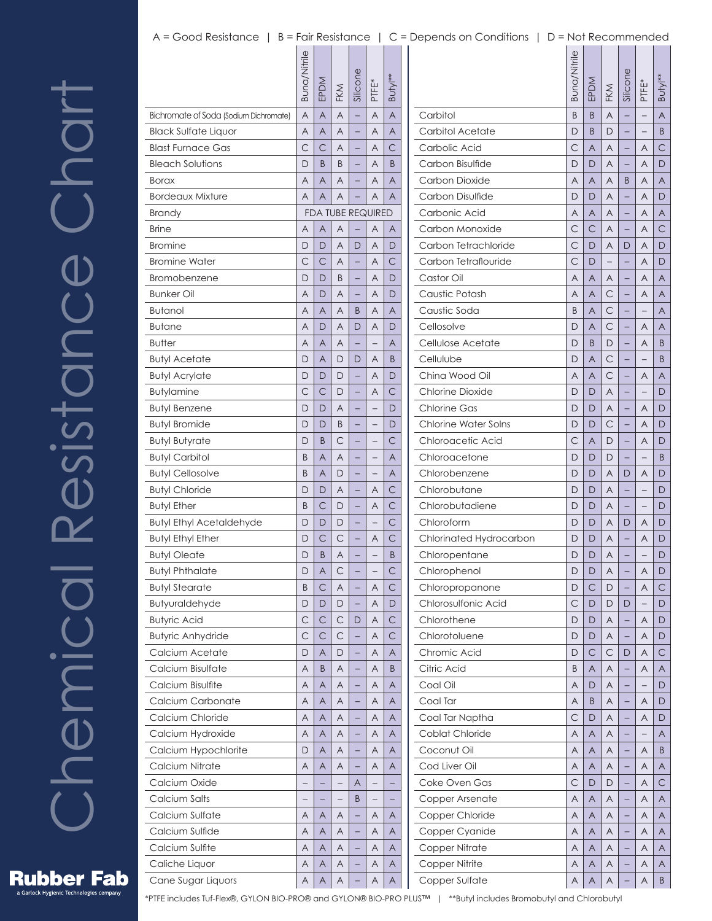# Chemical Resistance Chart

A = Good Resistance | B = Fair Resistance | C = Depends on Conditions | D = Not Recommended

| | Buna/Nitrile | EPDM | FKM | Silicone | PTFE* | Butyl** |
|---|---|---|---|---|---|---|
| Bichromate of Soda (Sodium Dichromate) | A | A | A | – | A | A |
| Black Sulfate Liquor | A | A | A | – | A | A |
| Blast Furnace Gas | C | C | A | – | A | C |
| Bleach Solutions | D | B | B | – | A | B |
| Borax | A | A | A | – | A | A |
| Bordeaux Mixture | A | A | A | – | A | A |
| Brandy | FDA TUBE REQUIRED | | | | | |
| Brine | A | A | A | – | A | A |
| Bromine | D | D | A | D | A | D |
| Bromine Water | C | C | A | – | A | C |
| Bromobenzene | D | D | B | – | A | D |
| Bunker Oil | A | D | A | – | A | D |
| Butanol | A | A | A | B | A | A |
| Butane | A | D | A | D | A | D |
| Butter | A | A | A | – | – | A |
| Butyl Acetate | D | A | D | D | A | B |
| Butyl Acrylate | D | D | D | – | A | D |
| Butylamine | C | C | D | – | A | C |
| Butyl Benzene | D | D | A | – | – | D |
| Butyl Bromide | D | D | B | – | – | D |
| Butyl Butyrate | D | B | C | – | – | C |
| Butyl Carbitol | B | A | A | – | – | A |
| Butyl Cellosolve | B | A | D | – | – | A |
| Butyl Chloride | D | D | A | – | A | C |
| Butyl Ether | B | C | D | – | A | C |
| Butyl Ethyl Acetaldehyde | D | D | D | – | – | C |
| Butyl Ethyl Ether | D | C | C | – | A | C |
| Butyl Oleate | D | B | A | – | – | B |
| Butyl Phthalate | D | A | C | – | – | C |
| Butyl Stearate | B | C | A | – | A | C |
| Butyraldehyde | D | D | D | – | A | D |
| Butyric Acid | C | C | C | D | A | C |
| Butyric Anhydride | C | C | C | – | A | C |
| Calcium Acetate | D | A | D | – | A | A |
| Calcium Bisulfate | A | B | A | – | A | B |
| Calcium Bisulfite | A | A | A | – | A | A |
| Calcium Carbonate | A | A | A | – | A | A |
| Calcium Chloride | A | A | A | – | A | A |
| Calcium Hydroxide | A | A | A | – | A | A |
| Calcium Hypochlorite | D | A | A | – | A | A |
| Calcium Nitrate | A | A | A | – | A | A |
| Calcium Oxide | – | – | – | A | – | – |
| Calcium Salts | – | – | – | B | – | – |
| Calcium Sulfate | A | A | A | – | A | A |
| Calcium Sulfide | A | A | A | – | A | A |
| Calcium Sulfite | A | A | A | – | A | A |
| Caliche Liquor | A | A | A | – | A | A |
| Cane Sugar Liquors | A | A | A | – | A | A |
| Carbitol | B | B | A | – | – | A |
| Carbitol Acetate | D | B | D | – | – | B |
| Carbolic Acid | C | A | A | – | A | C |
| Carbon Bisulfide | D | D | A | – | A | D |
| Carbon Dioxide | A | A | A | B | A | A |
| Carbon Disulfide | D | D | A | – | A | D |
| Carbonic Acid | A | A | A | – | A | A |
| Carbon Monoxide | C | C | A | – | A | C |
| Carbon Tetrachloride | C | D | A | D | A | D |
| Carbon Tetraflouride | C | D | – | – | A | D |
| Castor Oil | A | A | A | – | A | A |
| Caustic Potash | A | A | C | – | A | A |
| Caustic Soda | B | A | C | – | – | A |
| Cellosolve | D | A | C | – | A | A |
| Cellulose Acetate | D | B | D | – | A | B |
| Cellulube | D | A | C | – | – | B |
| China Wood Oil | A | A | C | – | A | A |
| Chlorine Dioxide | D | D | A | – | – | D |
| Chlorine Gas | D | D | A | – | A | D |
| Chlorine Water Solns | D | D | C | – | A | D |
| Chloroacetic Acid | C | A | D | – | A | D |
| Chloroacetone | D | D | D | – | – | B |
| Chlorobenzene | D | D | A | D | A | D |
| Chlorobutane | D | D | A | – | – | D |
| Chlorobutadiene | D | D | A | – | – | D |
| Chloroform | D | D | A | D | A | D |
| Chlorinated Hydrocarbon | D | D | A | – | A | D |
| Chloropentane | D | D | A | – | – | D |
| Chlorophenol | D | D | A | – | A | D |
| Chloropropanone | D | C | D | – | A | C |
| Chlorosulfonic Acid | C | D | D | D | – | D |
| Chlorothene | D | D | A | – | A | D |
| Chlorotoluene | D | D | A | – | A | D |
| Chromic Acid | D | C | C | D | A | C |
| Citric Acid | B | A | A | – | A | A |
| Coal Oil | A | D | A | – | – | D |
| Coal Tar | A | B | A | – | A | D |
| Coal Tar Naptha | C | D | A | – | A | D |
| Coblat Chloride | A | A | A | – | – | A |
| Coconut Oil | A | A | A | – | A | B |
| Cod Liver Oil | A | A | A | – | A | A |
| Coke Oven Gas | C | D | D | – | A | C |
| Copper Arsenate | A | A | A | – | A | A |
| Copper Chloride | A | A | A | – | A | A |
| Copper Cyanide | A | A | A | – | A | A |
| Copper Nitrate | A | A | A | – | A | A |
| Copper Nitrite | A | A | A | – | A | A |
| Copper Sulfate | A | A | A | – | A | B |

*PTFE includes Tuf-Flex®, GYLON BIO-PRO® and GYLON® BIO-PRO PLUS™ | **Butyl includes Bromobutyl and Chlorobutyl

Rubber Fab
a Garlock Hygienic Technologies company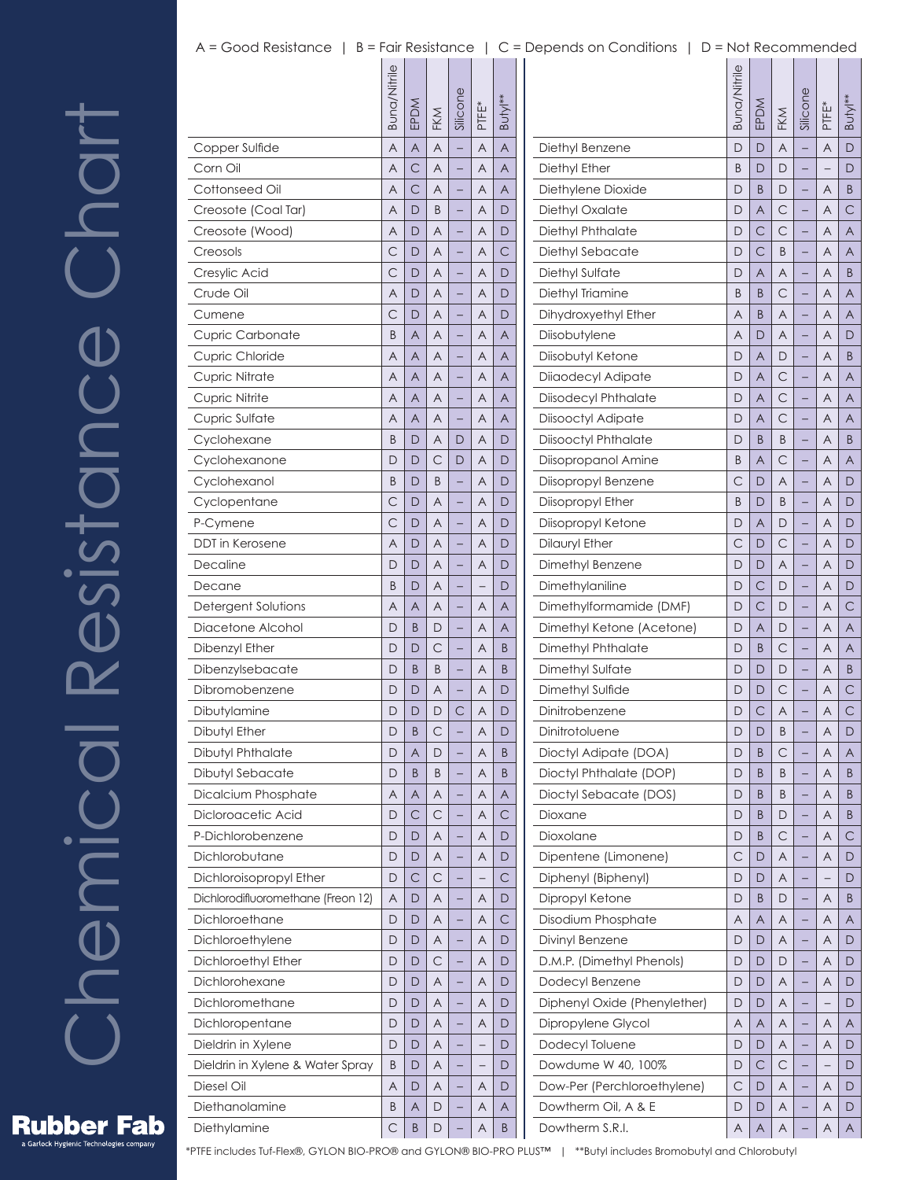# Chemical Resistance Chart

A = Good Resistance | B = Fair Resistance | C = Depends on Conditions | D = Not Recommended

| | Buna/Nitrile | EPDM | FKM | Silicone | PTFE* | Butyl** |
|---|---|---|---|---|---|---|
| Copper Sulfide | A | A | A | – | A | A |
| Corn Oil | A | C | A | – | A | A |
| Cottonseed Oil | A | C | A | – | A | A |
| Creosote (Coal Tar) | A | D | B | – | A | D |
| Creosote (Wood) | A | D | A | – | A | D |
| Creosols | C | D | A | – | A | C |
| Cresylic Acid | C | D | A | – | A | D |
| Crude Oil | A | D | A | – | A | D |
| Cumene | C | D | A | – | A | D |
| Cupric Carbonate | B | A | A | – | A | A |
| Cupric Chloride | A | A | A | – | A | A |
| Cupric Nitrate | A | A | A | – | A | A |
| Cupric Nitrite | A | A | A | – | A | A |
| Cupric Sulfate | A | A | A | – | A | A |
| Cyclohexane | B | D | A | D | A | D |
| Cyclohexanone | D | D | C | D | A | D |
| Cyclohexanol | B | D | B | – | A | D |
| Cyclopentane | C | D | A | – | A | D |
| P-Cymene | C | D | A | – | A | D |
| DDT in Kerosene | A | D | A | – | A | D |
| Decaline | D | D | A | – | A | D |
| Decane | B | D | A | – | – | D |
| Detergent Solutions | A | A | A | – | A | A |
| Diacetone Alcohol | D | B | D | – | A | A |
| Dibenzyl Ether | D | D | C | – | A | B |
| Dibenzylsebacate | D | B | B | – | A | B |
| Dibromobenzene | D | D | A | – | A | D |
| Dibutylamine | D | D | D | C | A | D |
| Dibutyl Ether | D | B | C | – | A | D |
| Dibutyl Phthalate | D | A | D | – | A | B |
| Dibutyl Sebacate | D | B | B | – | A | B |
| Dicalcium Phosphate | A | A | A | – | A | A |
| Dicloroacetic Acid | D | C | C | – | A | C |
| P-Dichlorobenzene | D | D | A | – | A | D |
| Dichlorobutane | D | D | A | – | A | D |
| Dichloroisopropyl Ether | D | C | C | – | – | C |
| Dichlorodifluoromethane (Freon 12) | A | D | A | – | A | D |
| Dichloroethane | D | D | A | – | A | C |
| Dichloroethylene | D | D | A | – | A | D |
| Dichloroethyl Ether | D | D | C | – | A | D |
| Dichlorohexane | D | D | A | – | A | D |
| Dichloromethane | D | D | A | – | A | D |
| Dichloropentane | D | D | A | – | A | D |
| Dieldrin in Xylene | D | D | A | – | – | D |
| Dieldrin in Xylene & Water Spray | B | D | A | – | – | D |
| Diesel Oil | A | D | A | – | A | D |
| Diethanolamine | B | A | D | – | A | A |
| Diethylamine | C | B | D | – | A | B |
| Diethyl Benzene | D | D | A | – | A | D |
| Diethyl Ether | B | D | D | – | – | D |
| Diethylene Dioxide | D | B | D | – | A | B |
| Diethyl Oxalate | D | A | C | – | A | C |
| Diethyl Phthalate | D | C | C | – | A | A |
| Diethyl Sebacate | D | C | B | – | A | A |
| Diethyl Sulfate | D | A | A | – | A | B |
| Diethyl Triamine | B | B | C | – | A | A |
| Dihydroxyethyl Ether | A | B | A | – | A | A |
| Diisobutylene | A | D | A | – | A | D |
| Diisobutyl Ketone | D | A | D | – | A | B |
| Diiaodecyl Adipate | D | A | C | – | A | A |
| Diisodecyl Phthalate | D | A | C | – | A | A |
| Diisooctyl Adipate | D | A | C | – | A | A |
| Diisooctyl Phthalate | D | B | B | – | A | B |
| Diisopropanol Amine | B | A | C | – | A | A |
| Diisopropyl Benzene | C | D | A | – | A | D |
| Diisopropyl Ether | B | D | B | – | A | D |
| Diisopropyl Ketone | D | A | D | – | A | D |
| Dilauryl Ether | C | D | C | – | A | D |
| Dimethyl Benzene | D | D | A | – | A | D |
| Dimethylaniline | D | C | D | – | A | D |
| Dimethylformamide (DMF) | D | C | D | – | A | C |
| Dimethyl Ketone (Acetone) | D | A | D | – | A | A |
| Dimethyl Phthalate | D | B | C | – | A | A |
| Dimethyl Sulfate | D | D | D | – | A | B |
| Dimethyl Sulfide | D | D | C | – | A | C |
| Dinitrobenzene | D | C | A | – | A | C |
| Dinitrotoluene | D | D | B | – | A | D |
| Dioctyl Adipate (DOA) | D | B | C | – | A | A |
| Dioctyl Phthalate (DOP) | D | B | B | – | A | B |
| Dioctyl Sebacate (DOS) | D | B | B | – | A | B |
| Dioxane | D | B | D | – | A | B |
| Dioxolane | D | B | C | – | A | C |
| Dipentene (Limonene) | C | D | A | – | A | D |
| Diphenyl (Biphenyl) | D | D | A | – | – | D |
| Dipropyl Ketone | D | B | D | – | A | B |
| Disodium Phosphate | A | A | A | – | A | A |
| Divinyl Benzene | D | D | A | – | A | D |
| D.M.P. (Dimethyl Phenols) | D | D | D | – | A | D |
| Dodecyl Benzene | D | D | A | – | A | D |
| Diphenyl Oxide (Phenylether) | D | D | A | – | – | D |
| Dipropylene Glycol | A | A | A | – | A | A |
| Dodecyl Toluene | D | D | A | – | A | D |
| Dowdume W 40, 100% | D | C | C | – | – | D |
| Dow-Per (Perchloroethylene) | C | D | A | – | A | D |
| Dowtherm Oil, A & E | D | D | A | – | A | D |
| Dowtherm S.R.I. | A | A | A | – | A | A |

*PTFE includes Tuf-Flex®, GYLON BIO-PRO® and GYLON® BIO-PRO PLUS™ | **Butyl includes Bromobutyl and Chlorobutyl

**Rubber Fab**
a Garlock Hygienic Technologies company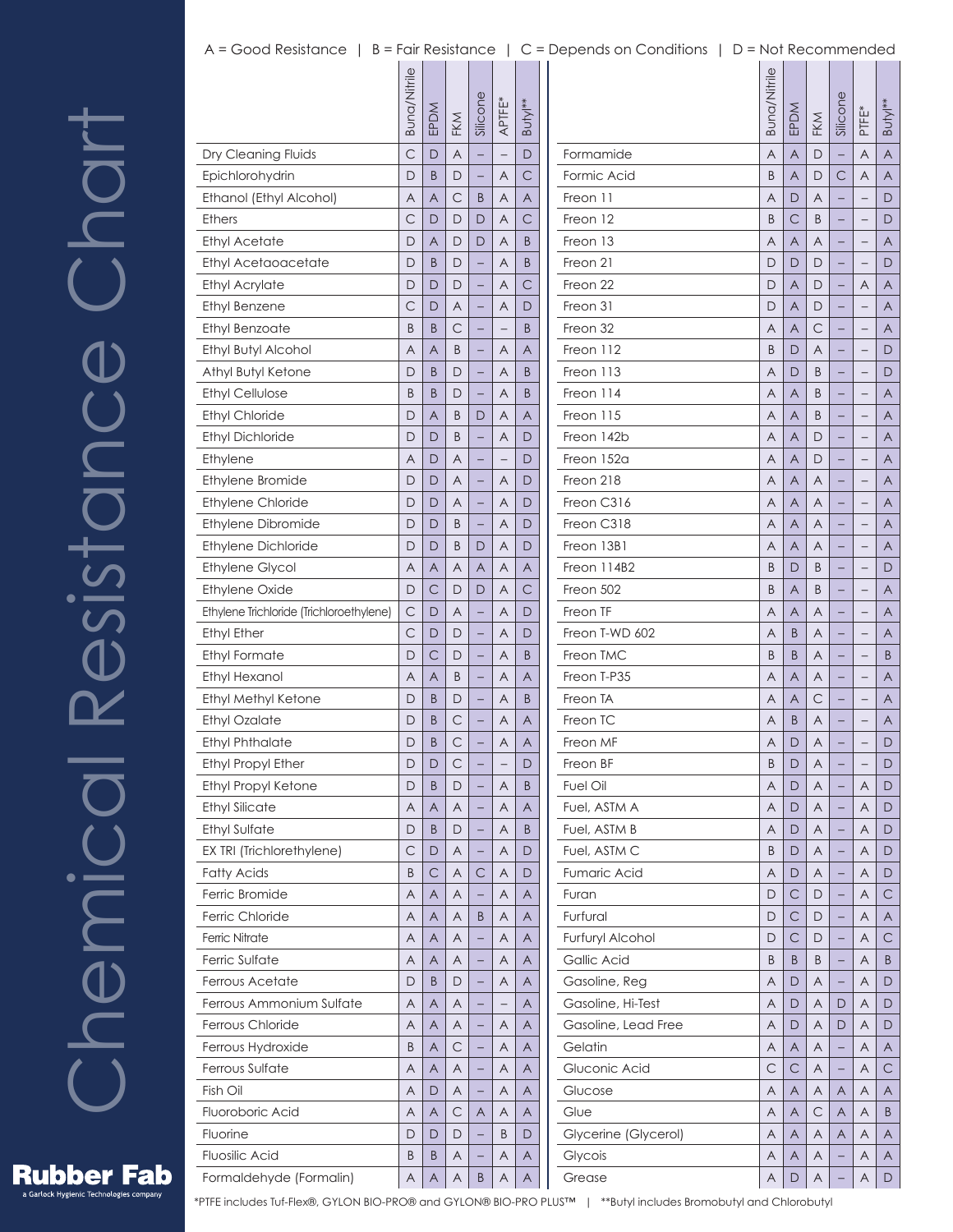# Chemical Resistance Chart

A = Good Resistance | B = Fair Resistance | C = Depends on Conditions | D = Not Recommended

| | Buna/Nitrile | EPDM | FKM | Silicone | APTFE* | Butyl** |
|---|---|---|---|---|---|---|
| Dry Cleaning Fluids | C | D | A | – | – | D |
| Epichlorohydrin | D | B | D | – | A | C |
| Ethanol (Ethyl Alcohol) | A | A | C | B | A | A |
| Ethers | C | D | D | D | A | C |
| Ethyl Acetate | D | A | D | D | A | B |
| Ethyl Acetaoacetate | D | B | D | – | A | B |
| Ethyl Acrylate | D | D | D | – | A | C |
| Ethyl Benzene | C | D | A | – | A | D |
| Ethyl Benzoate | B | B | C | – | – | B |
| Ethyl Butyl Alcohol | A | A | B | – | A | A |
| Athyl Butyl Ketone | D | B | D | – | A | B |
| Ethyl Cellulose | B | B | D | – | A | B |
| Ethyl Chloride | D | A | B | D | A | A |
| Ethyl Dichloride | D | D | B | – | A | D |
| Ethylene | A | D | A | – | – | D |
| Ethylene Bromide | D | D | A | – | A | D |
| Ethylene Chloride | D | D | A | – | A | D |
| Ethylene Dibromide | D | D | B | – | A | D |
| Ethylene Dichloride | D | D | B | D | A | D |
| Ethylene Glycol | A | A | A | A | A | A |
| Ethylene Oxide | D | C | D | D | A | C |
| Ethylene Trichloride (Trichloroethylene) | C | D | A | – | A | D |
| Ethyl Ether | C | D | D | – | A | D |
| Ethyl Formate | D | C | D | – | A | B |
| Ethyl Hexanol | A | A | B | – | A | A |
| Ethyl Methyl Ketone | D | B | D | – | A | B |
| Ethyl Ozalate | D | B | C | – | A | A |
| Ethyl Phthalate | D | B | C | – | A | A |
| Ethyl Propyl Ether | D | D | C | – | – | D |
| Ethyl Propyl Ketone | D | B | D | – | A | B |
| Ethyl Silicate | A | A | A | – | A | A |
| Ethyl Sulfate | D | B | D | – | A | B |
| EX TRI (Trichlorethylene) | C | D | A | – | A | D |
| Fatty Acids | B | C | A | C | A | D |
| Ferric Bromide | A | A | A | – | A | A |
| Ferric Chloride | A | A | A | B | A | A |
| Ferric Nitrate | A | A | A | – | A | A |
| Ferric Sulfate | A | A | A | – | A | A |
| Ferrous Acetate | D | B | D | – | A | A |
| Ferrous Ammonium Sulfate | A | A | A | – | – | A |
| Ferrous Chloride | A | A | A | – | A | A |
| Ferrous Hydroxide | B | A | C | – | A | A |
| Ferrous Sulfate | A | A | A | – | A | A |
| Fish Oil | A | D | A | – | A | A |
| Fluoroboric Acid | A | A | C | A | A | A |
| Fluorine | D | D | D | – | B | D |
| Fluosilic Acid | B | B | A | – | A | A |
| Formaldehyde (Formalin) | A | A | A | B | A | A |

| | Buna/Nitrile | EPDM | FKM | Silicone | PTFE* | Butyl** |
|---|---|---|---|---|---|---|
| Formamide | A | A | D | – | A | A |
| Formic Acid | B | A | D | C | A | A |
| Freon 11 | A | D | A | – | – | D |
| Freon 12 | B | C | B | – | – | D |
| Freon 13 | A | A | A | – | – | A |
| Freon 21 | D | D | D | – | – | D |
| Freon 22 | D | A | D | – | A | A |
| Freon 31 | D | A | D | – | – | A |
| Freon 32 | A | A | C | – | – | A |
| Freon 112 | B | D | A | – | – | D |
| Freon 113 | A | D | B | – | – | D |
| Freon 114 | A | A | B | – | – | A |
| Freon 115 | A | A | B | – | – | A |
| Freon 142b | A | A | D | – | – | A |
| Freon 152a | A | A | D | – | – | A |
| Freon 218 | A | A | A | – | – | A |
| Freon C316 | A | A | A | – | – | A |
| Freon C318 | A | A | A | – | – | A |
| Freon 13B1 | A | A | A | – | – | A |
| Freon 114B2 | B | D | B | – | – | D |
| Freon 502 | B | A | B | – | – | A |
| Freon TF | A | A | A | – | – | A |
| Freon T-WD 602 | A | B | A | – | – | A |
| Freon TMC | B | B | A | – | – | B |
| Freon T-P35 | A | A | A | – | – | A |
| Freon TA | A | A | C | – | – | A |
| Freon TC | A | B | A | – | – | A |
| Freon MF | A | D | A | – | – | D |
| Freon BF | B | D | A | – | – | D |
| Fuel Oil | A | D | A | – | A | D |
| Fuel, ASTM A | A | D | A | – | A | D |
| Fuel, ASTM B | A | D | A | – | A | D |
| Fuel, ASTM C | B | D | A | – | A | D |
| Fumaric Acid | A | D | A | – | A | D |
| Furan | D | C | D | – | A | C |
| Furfural | D | C | D | – | A | A |
| Furfuryl Alcohol | D | C | D | – | A | C |
| Gallic Acid | B | B | B | – | A | B |
| Gasoline, Reg | A | D | A | – | A | D |
| Gasoline, Hi-Test | A | D | A | D | A | D |
| Gasoline, Lead Free | A | D | A | D | A | D |
| Gelatin | A | A | A | – | A | A |
| Gluconic Acid | C | C | A | – | A | C |
| Glucose | A | A | A | A | A | A |
| Glue | A | A | C | A | A | B |
| Glycerine (Glycerol) | A | A | A | A | A | A |
| Glycois | A | A | A | – | A | A |
| Grease | A | D | A | – | A | D |

*PTFE includes Tuf-Flex®, GYLON BIO-PRO® and GYLON® BIO-PRO PLUS™ | **Butyl includes Bromobutyl and Chlorobutyl

**Rubber Fab**
a Garlock Hygienic Technologies company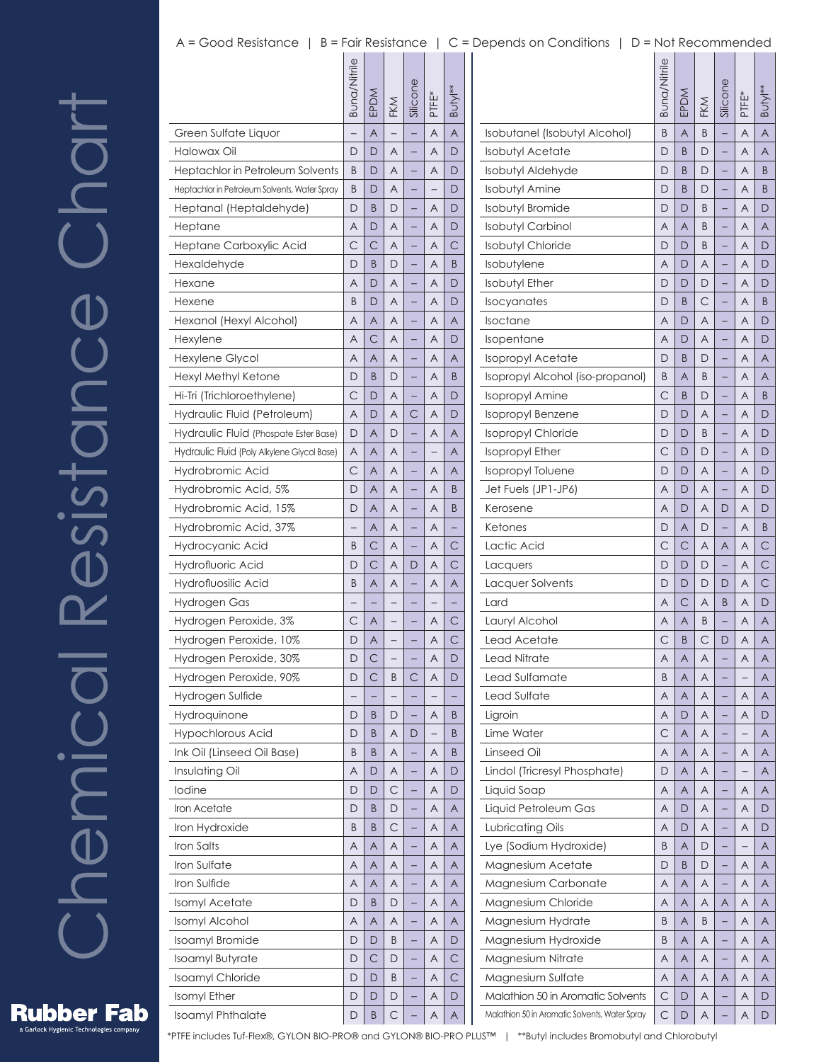# Chemical Resistance Chart

A = Good Resistance | B = Fair Resistance | C = Depends on Conditions | D = Not Recommended

| | Buna/Nitrile | EPDM | FKM | Silicone | PTFE* | Butyl** |
|---|---|---|---|---|---|---|
| Green Sulfate Liquor | – | A | – | – | A | A |
| Halowax Oil | D | D | A | – | A | D |
| Heptachlor in Petroleum Solvents | B | D | A | – | A | D |
| Heptachlor in Petroleum Solvents, Water Spray | B | D | A | – | – | D |
| Heptanal (Heptaldehyde) | D | B | D | – | A | D |
| Heptane | A | D | A | – | A | D |
| Heptane Carboxylic Acid | C | C | A | – | A | C |
| Hexaldehyde | D | B | D | – | A | B |
| Hexane | A | D | A | – | A | D |
| Hexene | B | D | A | – | A | D |
| Hexanol (Hexyl Alcohol) | A | A | A | – | A | A |
| Hexylene | A | C | A | – | A | D |
| Hexylene Glycol | A | A | A | – | A | A |
| Hexyl Methyl Ketone | D | B | D | – | A | B |
| Hi-Tri (Trichloroethylene) | C | D | A | – | A | D |
| Hydraulic Fluid (Petroleum) | A | D | A | C | A | D |
| Hydraulic Fluid (Phospate Ester Base) | D | A | D | – | A | A |
| Hydraulic Fluid (Poly Alkylene Glycol Base) | A | A | A | – | – | A |
| Hydrobromic Acid | C | A | A | – | A | A |
| Hydrobromic Acid, 5% | D | A | A | – | A | B |
| Hydrobromic Acid, 15% | D | A | A | – | A | B |
| Hydrobromic Acid, 37% | – | A | A | – | A | – |
| Hydrocyanic Acid | B | C | A | – | A | C |
| Hydrofluoric Acid | D | C | A | D | A | C |
| Hydrofluosilic Acid | B | A | A | – | A | A |
| Hydrogen Gas | – | – | – | – | – | – |
| Hydrogen Peroxide, 3% | C | A | – | – | A | C |
| Hydrogen Peroxide, 10% | D | A | – | – | A | C |
| Hydrogen Peroxide, 30% | D | C | – | – | A | D |
| Hydrogen Peroxide, 90% | D | C | B | C | A | D |
| Hydrogen Sulfide | – | – | – | – | – | – |
| Hydroquinone | D | B | D | – | A | B |
| Hypochlorous Acid | D | B | A | D | – | B |
| Ink Oil (Linseed Oil Base) | B | B | A | – | A | B |
| Insulating Oil | A | D | A | – | A | D |
| Iodine | D | D | C | – | A | D |
| Iron Acetate | D | B | D | – | A | A |
| Iron Hydroxide | B | B | C | – | A | A |
| Iron Salts | A | A | A | – | A | A |
| Iron Sulfate | A | A | A | – | A | A |
| Iron Sulfide | A | A | A | – | A | A |
| Isomyl Acetate | D | B | D | – | A | A |
| Isomyl Alcohol | A | A | A | – | A | A |
| Isoamyl Bromide | D | D | B | – | A | D |
| Isoamyl Butyrate | D | C | D | – | A | C |
| Isoamyl Chloride | D | D | B | – | A | C |
| Isomyl Ether | D | D | D | – | A | D |
| Isoamyl Phthalate | D | B | C | – | A | A |
| Isobutanel (Isobutyl Alcohol) | B | A | B | – | A | A |
| Isobutyl Acetate | D | B | D | – | A | A |
| Isobutyl Aldehyde | D | B | D | – | A | B |
| Isobutyl Amine | D | B | D | – | A | B |
| Isobutyl Bromide | D | D | B | – | A | D |
| Isobutyl Carbinol | A | A | B | – | A | A |
| Isobutyl Chloride | D | D | B | – | A | D |
| Isobutylene | A | D | A | – | A | D |
| Isobutyl Ether | D | D | D | – | A | D |
| Isocyanates | D | B | C | – | A | B |
| Isoctane | A | D | A | – | A | D |
| Isopentane | A | D | A | – | A | D |
| Isopropyl Acetate | D | B | D | – | A | A |
| Isopropyl Alcohol (iso-propanol) | B | A | B | – | A | A |
| Isopropyl Amine | C | B | D | – | A | B |
| Isopropyl Benzene | D | D | A | – | A | D |
| Isopropyl Chloride | D | D | B | – | A | D |
| Isopropyl Ether | C | D | D | – | A | D |
| Isopropyl Toluene | D | D | A | – | A | D |
| Jet Fuels (JP1-JP6) | A | D | A | – | A | D |
| Kerosene | A | D | A | D | A | D |
| Ketones | D | A | D | – | A | B |
| Lactic Acid | C | C | A | A | A | C |
| Lacquers | D | D | D | – | A | C |
| Lacquer Solvents | D | D | D | D | A | C |
| Lard | A | C | A | B | A | D |
| Lauryl Alcohol | A | A | B | – | A | A |
| Lead Acetate | C | B | C | D | A | A |
| Lead Nitrate | A | A | A | – | A | A |
| Lead Sulfamate | B | A | A | – | – | A |
| Lead Sulfate | A | A | A | – | A | A |
| Ligroin | A | D | A | – | A | D |
| Lime Water | C | A | A | – | – | A |
| Linseed Oil | A | A | A | – | A | A |
| Lindol (Tricresyl Phosphate) | D | A | A | – | – | A |
| Liquid Soap | A | A | A | – | A | A |
| Liquid Petroleum Gas | A | D | A | – | A | D |
| Lubricating Oils | A | D | A | – | A | D |
| Lye (Sodium Hydroxide) | B | A | D | – | – | A |
| Magnesium Acetate | D | B | D | – | A | A |
| Magnesium Carbonate | A | A | A | – | A | A |
| Magnesium Chloride | A | A | A | A | A | A |
| Magnesium Hydrate | B | A | B | – | A | A |
| Magnesium Hydroxide | B | A | A | – | A | A |
| Magnesium Nitrate | A | A | A | – | A | A |
| Magnesium Sulfate | A | A | A | A | A | A |
| Malathion 50 in Aromatic Solvents | C | D | A | – | A | D |
| Malathion 50 in Aromatic Solvents, Water Spray | C | D | A | – | A | D |

*PTFE includes Tuf-Flex®, GYLON BIO-PRO® and GYLON® BIO-PRO PLUS™ | **Butyl includes Bromobutyl and Chlorobutyl

Rubber Fab
a Garlock Hygienic Technologies company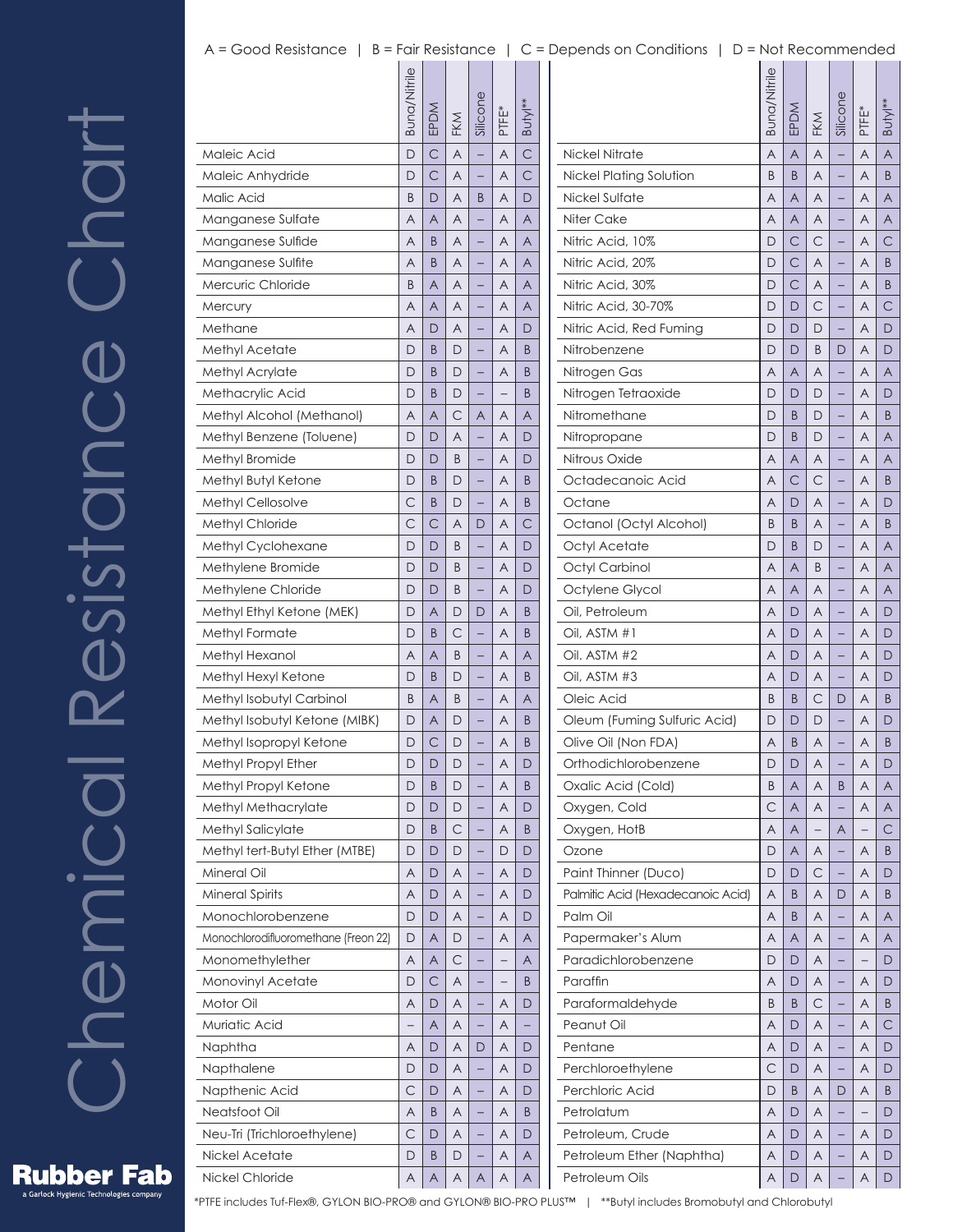# Chemical Resistance Chart

A = Good Resistance | B = Fair Resistance | C = Depends on Conditions | D = Not Recommended

| | Buna/Nitrile | EPDM | FKM | Silicone | PTFE* | Butyl** |
|---|---|---|---|---|---|---|
| Maleic Acid | D | C | A | – | A | C |
| Maleic Anhydride | D | C | A | – | A | C |
| Malic Acid | B | D | A | B | A | D |
| Manganese Sulfate | A | A | A | – | A | A |
| Manganese Sulfide | A | B | A | – | A | A |
| Manganese Sulfite | A | B | A | – | A | A |
| Mercuric Chloride | B | A | A | – | A | A |
| Mercury | A | A | A | – | A | A |
| Methane | A | D | A | – | A | D |
| Methyl Acetate | D | B | D | – | A | B |
| Methyl Acrylate | D | B | D | – | A | B |
| Methacrylic Acid | D | B | D | – | – | B |
| Methyl Alcohol (Methanol) | A | A | C | A | A | A |
| Methyl Benzene (Toluene) | D | D | A | – | A | D |
| Methyl Bromide | D | D | B | – | A | D |
| Methyl Butyl Ketone | D | B | D | – | A | B |
| Methyl Cellosolve | C | B | D | – | A | B |
| Methyl Chloride | C | C | A | D | A | C |
| Methyl Cyclohexane | D | D | B | – | A | D |
| Methylene Bromide | D | D | B | – | A | D |
| Methylene Chloride | D | D | B | – | A | D |
| Methyl Ethyl Ketone (MEK) | D | A | D | D | A | B |
| Methyl Formate | D | B | C | – | A | B |
| Methyl Hexanol | A | A | B | – | A | A |
| Methyl Hexyl Ketone | D | B | D | – | A | B |
| Methyl Isobutyl Carbinol | B | A | B | – | A | A |
| Methyl Isobutyl Ketone (MIBK) | D | A | D | – | A | B |
| Methyl Isopropyl Ketone | D | C | D | – | A | B |
| Methyl Propyl Ether | D | D | D | – | A | D |
| Methyl Propyl Ketone | D | B | D | – | A | B |
| Methyl Methacrylate | D | D | D | – | A | D |
| Methyl Salicylate | D | B | C | – | A | B |
| Methyl tert-Butyl Ether (MTBE) | D | D | D | – | D | D |
| Mineral Oil | A | D | A | – | A | D |
| Mineral Spirits | A | D | A | – | A | D |
| Monochlorobenzene | D | D | A | – | A | D |
| Monochlorodifluoromethane (Freon 22) | D | A | D | – | A | A |
| Monomethylether | A | A | C | – | – | A |
| Monovinyl Acetate | D | C | A | – | – | B |
| Motor Oil | A | D | A | – | A | D |
| Muriatic Acid | – | A | A | – | A | – |
| Naphtha | A | D | A | D | A | D |
| Napthalene | D | D | A | – | A | D |
| Napthenic Acid | C | D | A | – | A | D |
| Neatsfoot Oil | A | B | A | – | A | B |
| Neu-Tri (Trichloroethylene) | C | D | A | – | A | D |
| Nickel Acetate | D | B | D | – | A | A |
| Nickel Chloride | A | A | A | A | A | A |
| Nickel Nitrate | A | A | A | – | A | A |
| Nickel Plating Solution | B | B | A | – | A | B |
| Nickel Sulfate | A | A | A | – | A | A |
| Niter Cake | A | A | A | – | A | A |
| Nitric Acid, 10% | D | C | C | – | A | C |
| Nitric Acid, 20% | D | C | A | – | A | B |
| Nitric Acid, 30% | D | C | A | – | A | B |
| Nitric Acid, 30-70% | D | D | C | – | A | C |
| Nitric Acid, Red Fuming | D | D | D | – | A | D |
| Nitrobenzene | D | D | B | D | A | D |
| Nitrogen Gas | A | A | A | – | A | A |
| Nitrogen Tetraoxide | D | D | D | – | A | D |
| Nitromethane | D | B | D | – | A | B |
| Nitropropane | D | B | D | – | A | A |
| Nitrous Oxide | A | A | A | – | A | A |
| Octadecanoic Acid | A | C | C | – | A | B |
| Octane | A | D | A | – | A | D |
| Octanol (Octyl Alcohol) | B | B | A | – | A | B |
| Octyl Acetate | D | B | D | – | A | A |
| Octyl Carbinol | A | A | B | – | A | A |
| Octylene Glycol | A | A | A | – | A | A |
| Oil, Petroleum | A | D | A | – | A | D |
| Oil, ASTM #1 | A | D | A | – | A | D |
| Oil. ASTM #2 | A | D | A | – | A | D |
| Oil, ASTM #3 | A | D | A | – | A | D |
| Oleic Acid | B | B | C | D | A | B |
| Oleum (Fuming Sulfuric Acid) | D | D | D | – | A | D |
| Olive Oil (Non FDA) | A | B | A | – | A | B |
| Orthodichlorobenzene | D | D | A | – | A | D |
| Oxalic Acid (Cold) | B | A | A | B | A | A |
| Oxygen, Cold | C | A | A | – | A | A |
| Oxygen, HotB | A | A | – | A | – | C |
| Ozone | D | A | A | – | A | B |
| Paint Thinner (Duco) | D | D | C | – | A | D |
| Palmitic Acid (Hexadecanoic Acid) | A | B | A | D | A | B |
| Palm Oil | A | B | A | – | A | A |
| Papermaker's Alum | A | A | A | – | A | A |
| Paradichlorobenzene | D | D | A | – | – | D |
| Paraffin | A | D | A | – | A | D |
| Paraformaldehyde | B | B | C | – | A | B |
| Peanut Oil | A | D | A | – | A | C |
| Pentane | A | D | A | – | A | D |
| Perchloroethylene | C | D | A | – | A | D |
| Perchloric Acid | D | B | A | D | A | B |
| Petrolatum | A | D | A | – | – | D |
| Petroleum, Crude | A | D | A | – | A | D |
| Petroleum Ether (Naphtha) | A | D | A | – | A | D |
| Petroleum Oils | A | D | A | – | A | D |

*PTFE includes Tuf-Flex®, GYLON BIO-PRO® and GYLON® BIO-PRO PLUS™ | **Butyl includes Bromobutyl and Chlorobutyl

**Rubber Fab**
a Garlock Hygienic Technologies company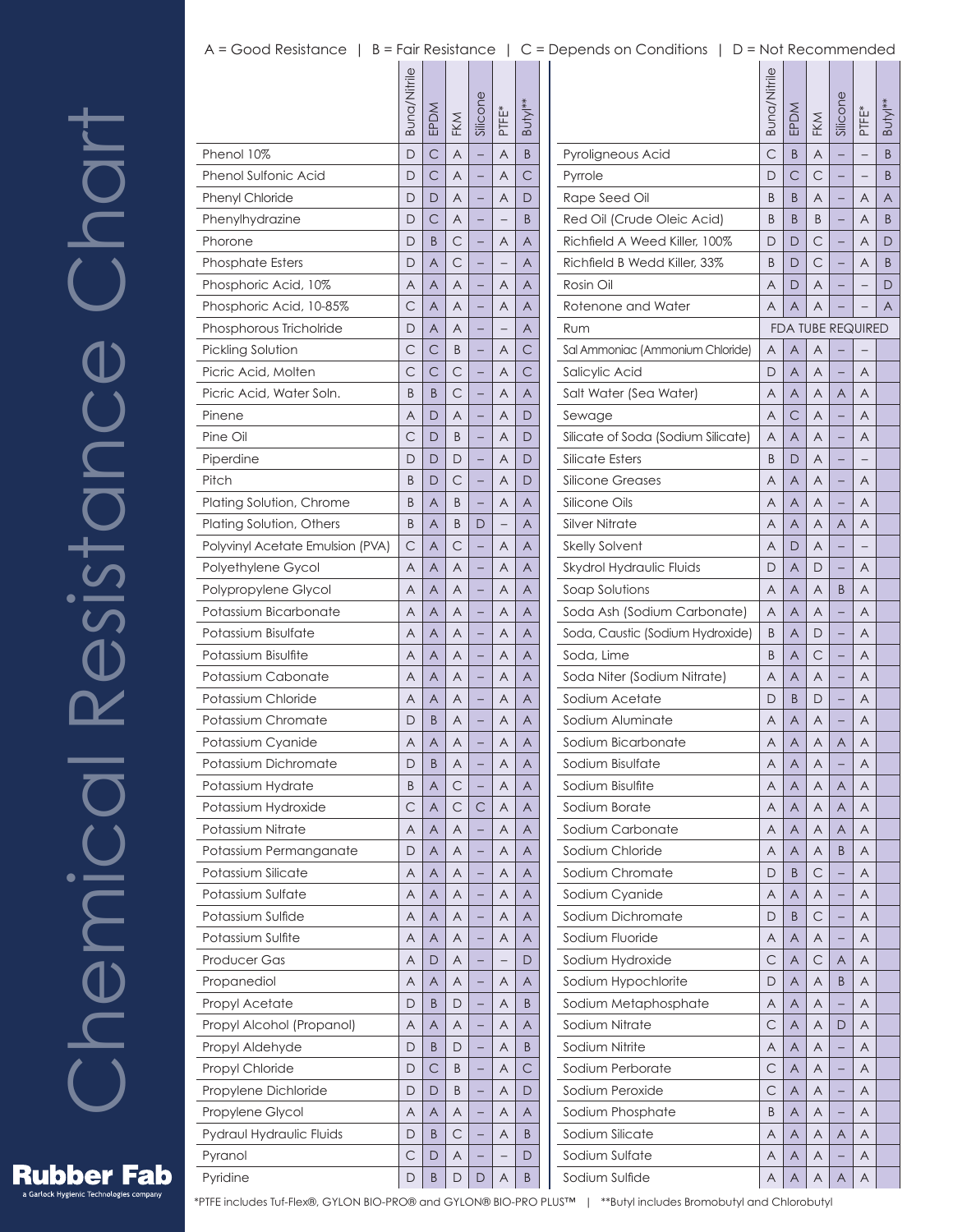# Chemical Resistance Chart

A = Good Resistance | B = Fair Resistance | C = Depends on Conditions | D = Not Recommended

| | Buna/Nitrile | EPDM | FKM | Silicone | PTFE* | Butyl** |
|---|---|---|---|---|---|---|
| Phenol 10% | D | C | A | – | A | B |
| Phenol Sulfonic Acid | D | C | A | – | A | C |
| Phenyl Chloride | D | D | A | – | A | D |
| Phenylhydrazine | D | C | A | – | – | B |
| Phorone | D | B | C | – | A | A |
| Phosphate Esters | D | A | C | – | – | A |
| Phosphoric Acid, 10% | A | A | A | – | A | A |
| Phosphoric Acid, 10-85% | C | A | A | – | A | A |
| Phosphorous Tricholride | D | A | A | – | – | A |
| Pickling Solution | C | C | B | – | A | C |
| Picric Acid, Molten | C | C | C | – | A | C |
| Picric Acid, Water Soln. | B | B | C | – | A | A |
| Pinene | A | D | A | – | A | D |
| Pine Oil | C | D | B | – | A | D |
| Piperdine | D | D | D | – | A | D |
| Pitch | B | D | C | – | A | D |
| Plating Solution, Chrome | B | A | B | – | A | A |
| Plating Solution, Others | B | A | B | D | – | A |
| Polyvinyl Acetate Emulsion (PVA) | C | A | C | – | A | A |
| Polyethylene Gycol | A | A | A | – | A | A |
| Polypropylene Glycol | A | A | A | – | A | A |
| Potassium Bicarbonate | A | A | A | – | A | A |
| Potassium Bisulfate | A | A | A | – | A | A |
| Potassium Bisulfite | A | A | A | – | A | A |
| Potassium Cabonate | A | A | A | – | A | A |
| Potassium Chloride | A | A | A | – | A | A |
| Potassium Chromate | D | B | A | – | A | A |
| Potassium Cyanide | A | A | A | – | A | A |
| Potassium Dichromate | D | B | A | – | A | A |
| Potassium Hydrate | B | A | C | – | A | A |
| Potassium Hydroxide | C | A | C | C | A | A |
| Potassium Nitrate | A | A | A | – | A | A |
| Potassium Permanganate | D | A | A | – | A | A |
| Potassium Silicate | A | A | A | – | A | A |
| Potassium Sulfate | A | A | A | – | A | A |
| Potassium Sulfide | A | A | A | – | A | A |
| Potassium Sulfite | A | A | A | – | A | A |
| Producer Gas | A | D | A | – | – | D |
| Propanediol | A | A | A | – | A | A |
| Propyl Acetate | D | B | D | – | A | B |
| Propyl Alcohol (Propanol) | A | A | A | – | A | A |
| Propyl Aldehyde | D | B | D | – | A | B |
| Propyl Chloride | D | C | B | – | A | C |
| Propylene Dichloride | D | D | B | – | A | D |
| Propylene Glycol | A | A | A | – | A | A |
| Pydraul Hydraulic Fluids | D | B | C | – | A | B |
| Pyranol | C | D | A | – | – | D |
| Pyridine | D | B | D | D | A | B |
| Pyroligneous Acid | C | B | A | – | – | B |
| Pyrrole | D | C | C | – | – | B |
| Rape Seed Oil | B | B | A | – | A | A |
| Red Oil (Crude Oleic Acid) | B | B | B | – | A | B |
| Richfield A Weed Killer, 100% | D | D | C | – | A | D |
| Richfield B Wedd Killer, 33% | B | D | C | – | A | B |
| Rosin Oil | A | D | A | – | – | D |
| Rotenone and Water | A | A | A | – | – | A |
| Rum | FDA TUBE REQUIRED | | | | | |
| Sal Ammoniac (Ammonium Chloride) | A | A | A | – | – | |
| Salicylic Acid | D | A | A | – | A | |
| Salt Water (Sea Water) | A | A | A | A | A | |
| Sewage | A | C | A | – | A | |
| Silicate of Soda (Sodium Silicate) | A | A | A | – | A | |
| Silicate Esters | B | D | A | – | – | |
| Silicone Greases | A | A | A | – | A | |
| Silicone Oils | A | A | A | – | A | |
| Silver Nitrate | A | A | A | A | A | |
| Skelly Solvent | A | D | A | – | – | |
| Skydrol Hydraulic Fluids | D | A | D | – | A | |
| Soap Solutions | A | A | A | B | A | |
| Soda Ash (Sodium Carbonate) | A | A | A | – | A | |
| Soda, Caustic (Sodium Hydroxide) | B | A | D | – | A | |
| Soda, Lime | B | A | C | – | A | |
| Soda Niter (Sodium Nitrate) | A | A | A | – | A | |
| Sodium Acetate | D | B | D | – | A | |
| Sodium Aluminate | A | A | A | – | A | |
| Sodium Bicarbonate | A | A | A | A | A | |
| Sodium Bisulfate | A | A | A | – | A | |
| Sodium Bisulfite | A | A | A | A | A | |
| Sodium Borate | A | A | A | A | A | |
| Sodium Carbonate | A | A | A | A | A | |
| Sodium Chloride | A | A | A | B | A | |
| Sodium Chromate | D | B | C | – | A | |
| Sodium Cyanide | A | A | A | – | A | |
| Sodium Dichromate | D | B | C | – | A | |
| Sodium Fluoride | A | A | A | – | A | |
| Sodium Hydroxide | C | A | C | A | A | |
| Sodium Hypochlorite | D | A | A | B | A | |
| Sodium Metaphosphate | A | A | A | – | A | |
| Sodium Nitrate | C | A | A | D | A | |
| Sodium Nitrite | A | A | A | – | A | |
| Sodium Perborate | C | A | A | – | A | |
| Sodium Peroxide | C | A | A | – | A | |
| Sodium Phosphate | B | A | A | – | A | |
| Sodium Silicate | A | A | A | A | A | |
| Sodium Sulfate | A | A | A | – | A | |
| Sodium Sulfide | A | A | A | A | A | |

*PTFE includes Tuf-Flex®, GYLON BIO-PRO® and GYLON® BIO-PRO PLUS™ | **Butyl includes Bromobutyl and Chlorobutyl

**Rubber Fab**
a Garlock Hygienic Technologies company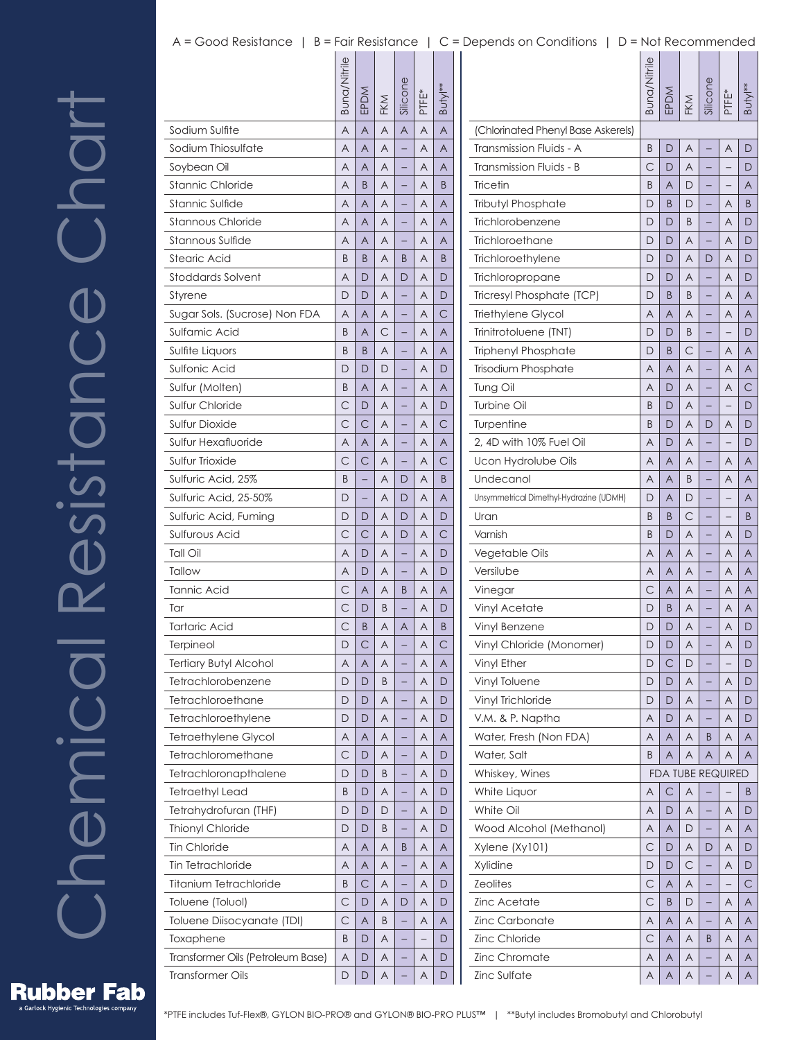# Chemical Resistance Chart

A = Good Resistance | B = Fair Resistance | C = Depends on Conditions | D = Not Recommended

| | Buna/Nitrile | EPDM | FKM | Silicone | PTFE* | Butyl** |
|---|---|---|---|---|---|---|
| Sodium Sulfite | A | A | A | A | A | A |
| Sodium Thiosulfate | A | A | A | – | A | A |
| Soybean Oil | A | A | A | – | A | A |
| Stannic Chloride | A | B | A | – | A | B |
| Stannic Sulfide | A | A | A | – | A | A |
| Stannous Chloride | A | A | A | – | A | A |
| Stannous Sulfide | A | A | A | – | A | A |
| Stearic Acid | B | B | A | B | A | B |
| Stoddards Solvent | A | D | A | D | A | D |
| Styrene | D | D | A | – | A | D |
| Sugar Sols. (Sucrose) Non FDA | A | A | A | – | A | C |
| Sulfamic Acid | B | A | C | – | A | A |
| Sulfite Liquors | B | B | A | – | A | A |
| Sulfonic Acid | D | D | D | – | A | D |
| Sulfur (Molten) | B | A | A | – | A | A |
| Sulfur Chloride | C | D | A | – | A | D |
| Sulfur Dioxide | C | C | A | – | A | C |
| Sulfur Hexafluoride | A | A | A | – | A | A |
| Sulfur Trioxide | C | C | A | – | A | C |
| Sulfuric Acid, 25% | B | – | A | D | A | B |
| Sulfuric Acid, 25-50% | D | – | A | D | A | A |
| Sulfuric Acid, Fuming | D | D | A | D | A | D |
| Sulfurous Acid | C | C | A | D | A | C |
| Tall Oil | A | D | A | – | A | D |
| Tallow | A | D | A | – | A | D |
| Tannic Acid | C | A | A | B | A | A |
| Tar | C | D | B | – | A | D |
| Tartaric Acid | C | B | A | A | A | B |
| Terpineol | D | C | A | – | A | C |
| Tertiary Butyl Alcohol | A | A | A | – | A | A |
| Tetrachlorobenzene | D | D | B | – | A | D |
| Tetrachloroethane | D | D | A | – | A | D |
| Tetrachloroethylene | D | D | A | – | A | D |
| Tetraethylene Glycol | A | A | A | – | A | A |
| Tetrachloromethane | C | D | A | – | A | D |
| Tetrachloronapthalene | D | D | B | – | A | D |
| Tetraethyl Lead | B | D | A | – | A | D |
| Tetrahydrofuran (THF) | D | D | D | – | A | D |
| Thionyl Chloride | D | D | B | – | A | D |
| Tin Chloride | A | A | A | B | A | A |
| Tin Tetrachloride | A | A | A | – | A | A |
| Titanium Tetrachloride | B | C | A | – | A | D |
| Toluene (Toluol) | C | D | A | D | A | D |
| Toluene Diisocyanate (TDI) | C | A | B | – | A | A |
| Toxaphene | B | D | A | – | – | D |
| Transformer Oils (Petroleum Base) | A | D | A | – | A | D |
| Transformer Oils | D | D | A | – | A | D |
| (Chlorinated Phenyl Base Askerels) | | | | | | |
| Transmission Fluids - A | B | D | A | – | A | D |
| Transmission Fluids - B | C | D | A | – | – | D |
| Tricetin | B | A | D | – | – | A |
| Tributyl Phosphate | D | B | D | – | A | B |
| Trichlorobenzene | D | D | B | – | A | D |
| Trichloroethane | D | D | A | – | A | D |
| Trichloroethylene | D | D | A | D | A | D |
| Trichloropropane | D | D | A | – | A | D |
| Tricresyl Phosphate (TCP) | D | B | B | – | A | A |
| Triethylene Glycol | A | A | A | – | A | A |
| Trinitrotoluene (TNT) | D | D | B | – | – | D |
| Triphenyl Phosphate | D | B | C | – | A | A |
| Trisodium Phosphate | A | A | A | – | A | A |
| Tung Oil | A | D | A | – | A | C |
| Turbine Oil | B | D | A | – | – | D |
| Turpentine | B | D | A | D | A | D |
| 2, 4D with 10% Fuel Oil | A | D | A | – | – | D |
| Ucon Hydrolube Oils | A | A | A | – | A | A |
| Undecanol | A | A | B | – | A | A |
| Unsymmetrical Dimethyl-Hydrazine (UDMH) | D | A | D | – | – | A |
| Uran | B | B | C | – | – | B |
| Varnish | B | D | A | – | A | D |
| Vegetable Oils | A | A | A | – | A | A |
| Versilube | A | A | A | – | A | A |
| Vinegar | C | A | A | – | A | A |
| Vinyl Acetate | D | B | A | – | A | A |
| Vinyl Benzene | D | D | A | – | A | D |
| Vinyl Chloride (Monomer) | D | D | A | – | A | D |
| Vinyl Ether | D | C | D | – | – | D |
| Vinyl Toluene | D | D | A | – | A | D |
| Vinyl Trichloride | D | D | A | – | A | D |
| V.M. & P. Naptha | A | D | A | – | A | D |
| Water, Fresh (Non FDA) | A | A | A | B | A | A |
| Water, Salt | B | A | A | A | A | A |
| Whiskey, Wines | FDA TUBE REQUIRED | | | | | |
| White Liquor | A | C | A | – | – | B |
| White Oil | A | D | A | – | A | D |
| Wood Alcohol (Methanol) | A | A | D | – | A | A |
| Xylene (Xy101) | C | D | A | D | A | D |
| Xylidine | D | D | C | – | A | D |
| Zeolites | C | A | A | – | – | C |
| Zinc Acetate | C | B | D | – | A | A |
| Zinc Carbonate | A | A | A | – | A | A |
| Zinc Chloride | C | A | A | B | A | A |
| Zinc Chromate | A | A | A | – | A | A |
| Zinc Sulfate | A | A | A | – | A | A |

*PTFE includes Tuf-Flex®, GYLON BIO-PRO® and GYLON® BIO-PRO PLUS™ | **Butyl includes Bromobutyl and Chlorobutyl

**Rubber Fab**
a Garlock Hygienic Technologies company